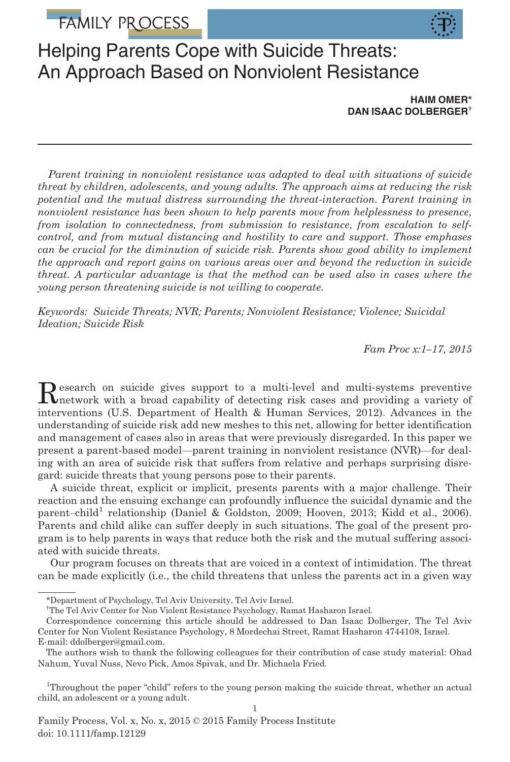# Helping Parents Cope with Suicide Threats: An Approach Based on Nonviolent Resistance

**HAIM OMER***
**DAN ISAAC DOLBERGER†**

*Parent training in nonviolent resistance was adapted to deal with situations of suicide threat by children, adolescents, and young adults. The approach aims at reducing the risk potential and the mutual distress surrounding the threat-interaction. Parent training in nonviolent resistance has been shown to help parents move from helplessness to presence, from isolation to connectedness, from submission to resistance, from escalation to self-control, and from mutual distancing and hostility to care and support. Those emphases can be crucial for the diminution of suicide risk. Parents show good ability to implement the approach and report gains on various areas over and beyond the reduction in suicide threat. A particular advantage is that the method can be used also in cases where the young person threatening suicide is not willing to cooperate.*

*Keywords: Suicide Threats; NVR; Parents; Nonviolent Resistance; Violence; Suicidal Ideation; Suicide Risk*

*Fam Proc x:1–17, 2015*

Research on suicide gives support to a multi-level and multi-systems preventive network with a broad capability of detecting risk cases and providing a variety of interventions (U.S. Department of Health & Human Services, 2012). Advances in the understanding of suicide risk add new meshes to this net, allowing for better identification and management of cases also in areas that were previously disregarded. In this paper we present a parent-based model—parent training in nonviolent resistance (NVR)—for dealing with an area of suicide risk that suffers from relative and perhaps surprising disregard: suicide threats that young persons pose to their parents.

A suicide threat, explicit or implicit, presents parents with a major challenge. Their reaction and the ensuing exchange can profoundly influence the suicidal dynamic and the parent–child[1] relationship (Daniel & Goldston, 2009; Hooven, 2013; Kidd et al., 2006). Parents and child alike can suffer deeply in such situations. The goal of the present program is to help parents in ways that reduce both the risk and the mutual suffering associated with suicide threats.

Our program focuses on threats that are voiced in a context of intimidation. The threat can be made explicitly (i.e., the child threatens that unless the parents act in a given way

---

*Department of Psychology, Tel Aviv University, Tel Aviv Israel.

†The Tel Aviv Center for Non Violent Resistance Psychology, Ramat Hasharon Israel.

Correspondence concerning this article should be addressed to Dan Isaac Dolberger, The Tel Aviv Center for Non Violent Resistance Psychology, 8 Mordechai Street, Ramat Hasharon 4744108, Israel. E-mail: ddolberger@gmail.com.

The authors wish to thank the following colleagues for their contribution of case study material: Ohad Nahum, Yuval Nuss, Nevo Pick, Amos Spivak, and Dr. Michaela Fried.

[1]Throughout the paper "child" refers to the young person making the suicide threat, whether an actual child, an adolescent or a young adult.

Family Process, Vol. x, No. x, 2015 © 2015 Family Process Institute
doi: 10.1111/famp.12129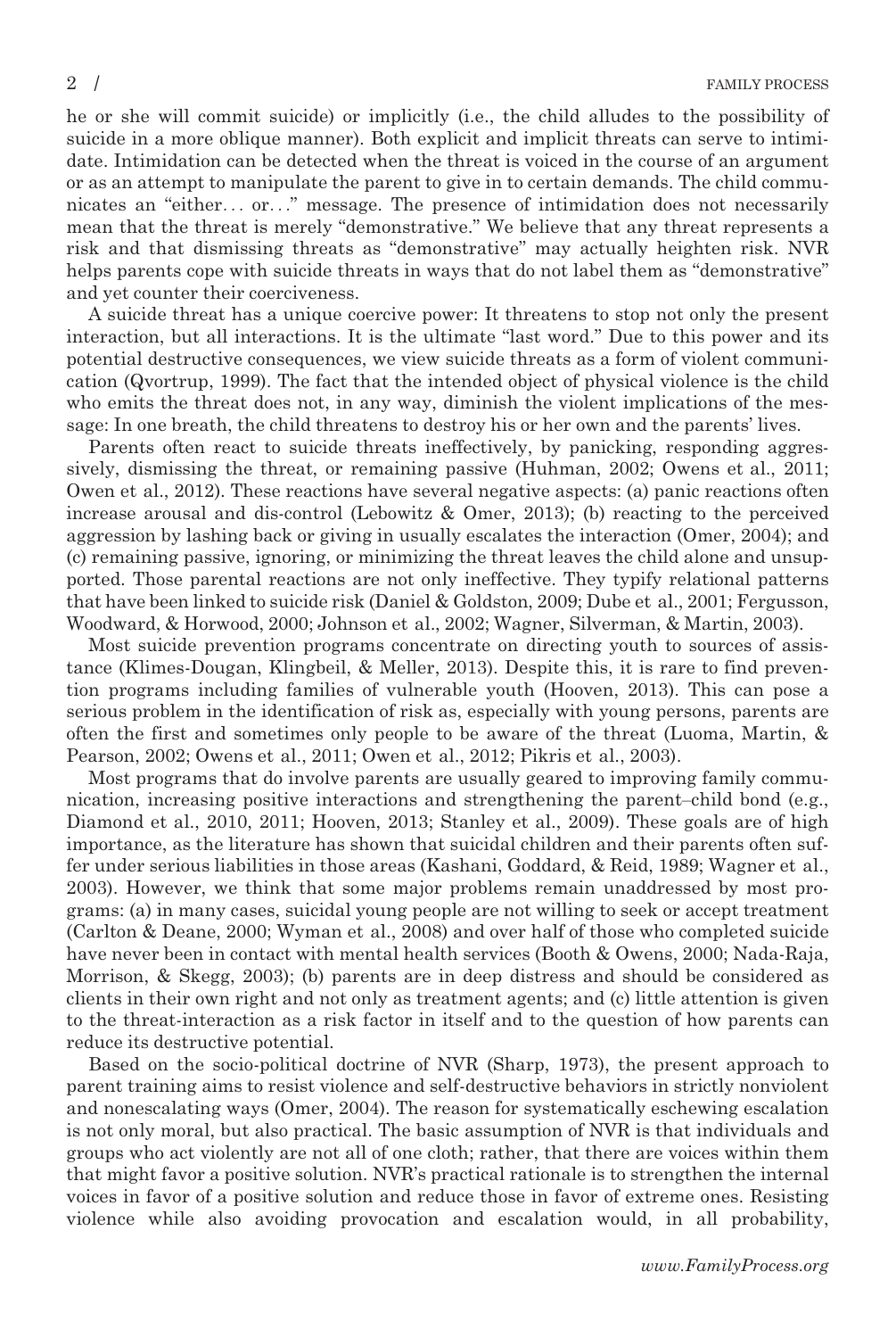he or she will commit suicide) or implicitly (i.e., the child alludes to the possibility of suicide in a more oblique manner). Both explicit and implicit threats can serve to intimidate. Intimidation can be detected when the threat is voiced in the course of an argument or as an attempt to manipulate the parent to give in to certain demands. The child communicates an "either… or…" message. The presence of intimidation does not necessarily mean that the threat is merely "demonstrative." We believe that any threat represents a risk and that dismissing threats as "demonstrative" may actually heighten risk. NVR helps parents cope with suicide threats in ways that do not label them as "demonstrative" and yet counter their coerciveness.

A suicide threat has a unique coercive power: It threatens to stop not only the present interaction, but all interactions. It is the ultimate "last word." Due to this power and its potential destructive consequences, we view suicide threats as a form of violent communication (Qvortrup, 1999). The fact that the intended object of physical violence is the child who emits the threat does not, in any way, diminish the violent implications of the message: In one breath, the child threatens to destroy his or her own and the parents' lives.

Parents often react to suicide threats ineffectively, by panicking, responding aggressively, dismissing the threat, or remaining passive (Huhman, 2002; Owens et al., 2011; Owen et al., 2012). These reactions have several negative aspects: (a) panic reactions often increase arousal and dis-control (Lebowitz & Omer, 2013); (b) reacting to the perceived aggression by lashing back or giving in usually escalates the interaction (Omer, 2004); and (c) remaining passive, ignoring, or minimizing the threat leaves the child alone and unsupported. Those parental reactions are not only ineffective. They typify relational patterns that have been linked to suicide risk (Daniel & Goldston, 2009; Dube et al., 2001; Fergusson, Woodward, & Horwood, 2000; Johnson et al., 2002; Wagner, Silverman, & Martin, 2003).

Most suicide prevention programs concentrate on directing youth to sources of assistance (Klimes-Dougan, Klingbeil, & Meller, 2013). Despite this, it is rare to find prevention programs including families of vulnerable youth (Hooven, 2013). This can pose a serious problem in the identification of risk as, especially with young persons, parents are often the first and sometimes only people to be aware of the threat (Luoma, Martin, & Pearson, 2002; Owens et al., 2011; Owen et al., 2012; Pikris et al., 2003).

Most programs that do involve parents are usually geared to improving family communication, increasing positive interactions and strengthening the parent–child bond (e.g., Diamond et al., 2010, 2011; Hooven, 2013; Stanley et al., 2009). These goals are of high importance, as the literature has shown that suicidal children and their parents often suffer under serious liabilities in those areas (Kashani, Goddard, & Reid, 1989; Wagner et al., 2003). However, we think that some major problems remain unaddressed by most programs: (a) in many cases, suicidal young people are not willing to seek or accept treatment (Carlton & Deane, 2000; Wyman et al., 2008) and over half of those who completed suicide have never been in contact with mental health services (Booth & Owens, 2000; Nada-Raja, Morrison, & Skegg, 2003); (b) parents are in deep distress and should be considered as clients in their own right and not only as treatment agents; and (c) little attention is given to the threat-interaction as a risk factor in itself and to the question of how parents can reduce its destructive potential.

Based on the socio-political doctrine of NVR (Sharp, 1973), the present approach to parent training aims to resist violence and self-destructive behaviors in strictly nonviolent and nonescalating ways (Omer, 2004). The reason for systematically eschewing escalation is not only moral, but also practical. The basic assumption of NVR is that individuals and groups who act violently are not all of one cloth; rather, that there are voices within them that might favor a positive solution. NVR's practical rationale is to strengthen the internal voices in favor of a positive solution and reduce those in favor of extreme ones. Resisting violence while also avoiding provocation and escalation would, in all probability,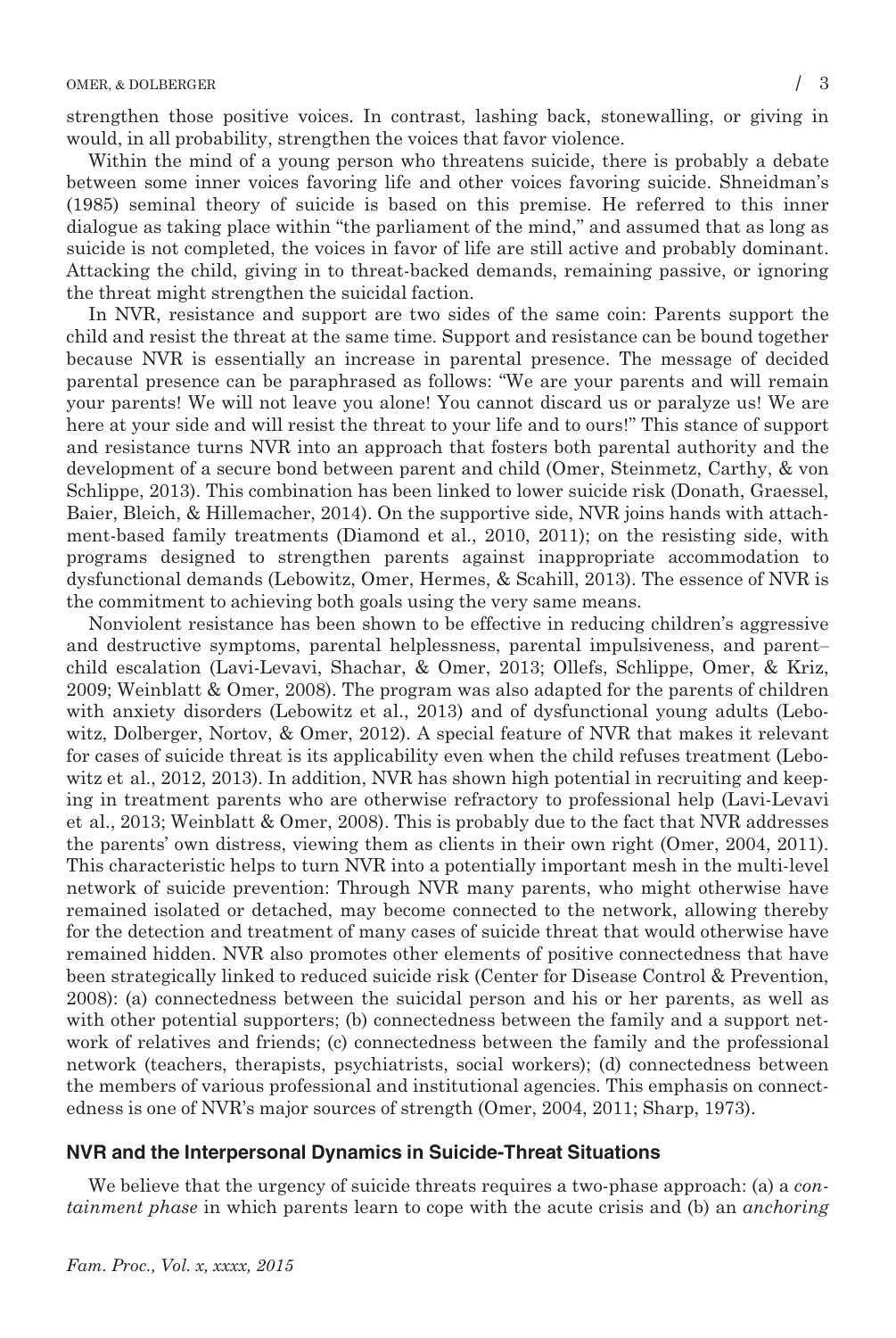strengthen those positive voices. In contrast, lashing back, stonewalling, or giving in would, in all probability, strengthen the voices that favor violence.

Within the mind of a young person who threatens suicide, there is probably a debate between some inner voices favoring life and other voices favoring suicide. Shneidman's (1985) seminal theory of suicide is based on this premise. He referred to this inner dialogue as taking place within "the parliament of the mind," and assumed that as long as suicide is not completed, the voices in favor of life are still active and probably dominant. Attacking the child, giving in to threat-backed demands, remaining passive, or ignoring the threat might strengthen the suicidal faction.

In NVR, resistance and support are two sides of the same coin: Parents support the child and resist the threat at the same time. Support and resistance can be bound together because NVR is essentially an increase in parental presence. The message of decided parental presence can be paraphrased as follows: "We are your parents and will remain your parents! We will not leave you alone! You cannot discard us or paralyze us! We are here at your side and will resist the threat to your life and to ours!" This stance of support and resistance turns NVR into an approach that fosters both parental authority and the development of a secure bond between parent and child (Omer, Steinmetz, Carthy, & von Schlippe, 2013). This combination has been linked to lower suicide risk (Donath, Graessel, Baier, Bleich, & Hillemacher, 2014). On the supportive side, NVR joins hands with attachment-based family treatments (Diamond et al., 2010, 2011); on the resisting side, with programs designed to strengthen parents against inappropriate accommodation to dysfunctional demands (Lebowitz, Omer, Hermes, & Scahill, 2013). The essence of NVR is the commitment to achieving both goals using the very same means.

Nonviolent resistance has been shown to be effective in reducing children's aggressive and destructive symptoms, parental helplessness, parental impulsiveness, and parent–child escalation (Lavi-Levavi, Shachar, & Omer, 2013; Ollefs, Schlippe, Omer, & Kriz, 2009; Weinblatt & Omer, 2008). The program was also adapted for the parents of children with anxiety disorders (Lebowitz et al., 2013) and of dysfunctional young adults (Lebowitz, Dolberger, Nortov, & Omer, 2012). A special feature of NVR that makes it relevant for cases of suicide threat is its applicability even when the child refuses treatment (Lebowitz et al., 2012, 2013). In addition, NVR has shown high potential in recruiting and keeping in treatment parents who are otherwise refractory to professional help (Lavi-Levavi et al., 2013; Weinblatt & Omer, 2008). This is probably due to the fact that NVR addresses the parents' own distress, viewing them as clients in their own right (Omer, 2004, 2011). This characteristic helps to turn NVR into a potentially important mesh in the multi-level network of suicide prevention: Through NVR many parents, who might otherwise have remained isolated or detached, may become connected to the network, allowing thereby for the detection and treatment of many cases of suicide threat that would otherwise have remained hidden. NVR also promotes other elements of positive connectedness that have been strategically linked to reduced suicide risk (Center for Disease Control & Prevention, 2008): (a) connectedness between the suicidal person and his or her parents, as well as with other potential supporters; (b) connectedness between the family and a support network of relatives and friends; (c) connectedness between the family and the professional network (teachers, therapists, psychiatrists, social workers); (d) connectedness between the members of various professional and institutional agencies. This emphasis on connectedness is one of NVR's major sources of strength (Omer, 2004, 2011; Sharp, 1973).

## NVR and the Interpersonal Dynamics in Suicide-Threat Situations

We believe that the urgency of suicide threats requires a two-phase approach: (a) a *containment phase* in which parents learn to cope with the acute crisis and (b) an *anchoring*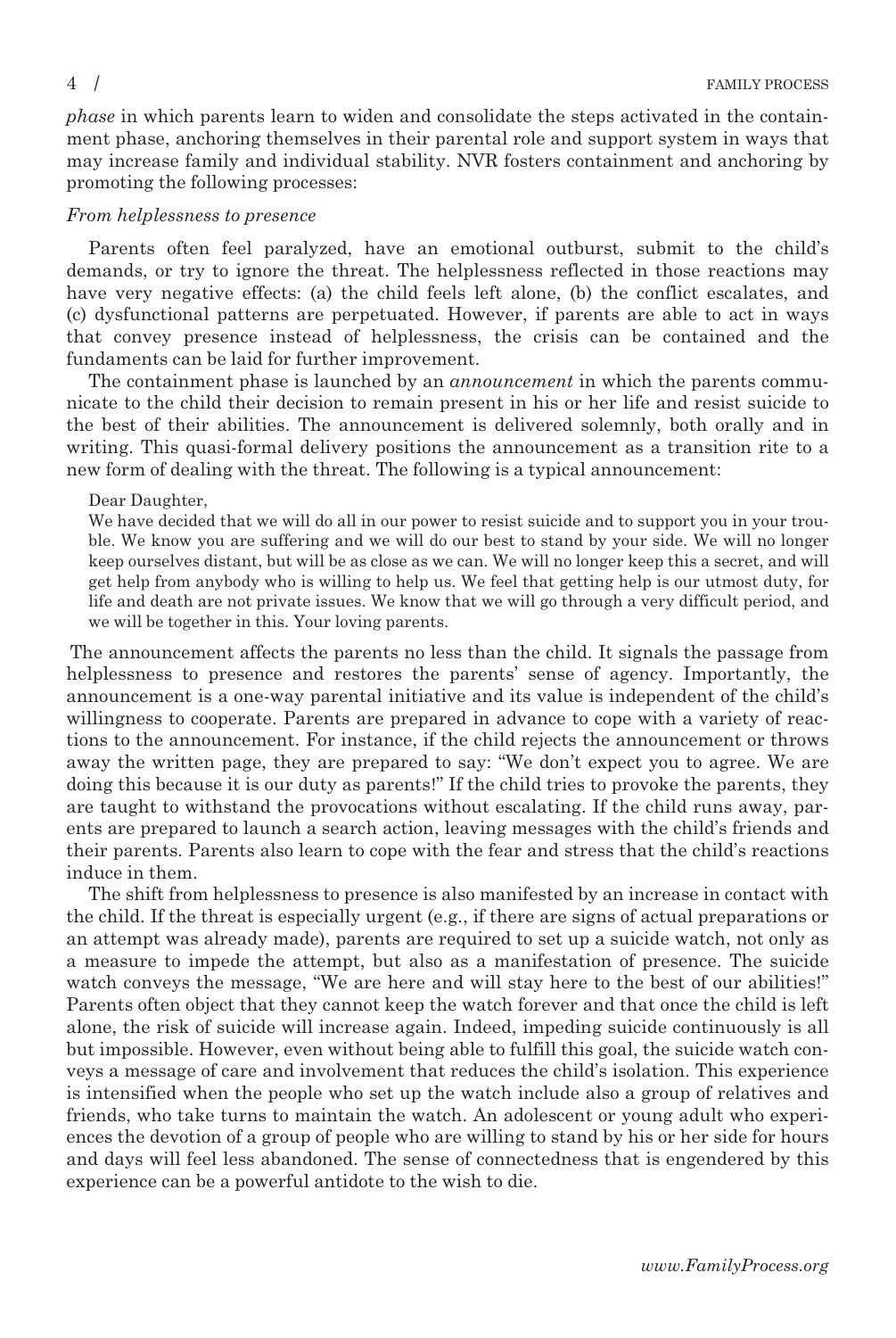*phase* in which parents learn to widen and consolidate the steps activated in the containment phase, anchoring themselves in their parental role and support system in ways that may increase family and individual stability. NVR fosters containment and anchoring by promoting the following processes:

*From helplessness to presence*

Parents often feel paralyzed, have an emotional outburst, submit to the child's demands, or try to ignore the threat. The helplessness reflected in those reactions may have very negative effects: (a) the child feels left alone, (b) the conflict escalates, and (c) dysfunctional patterns are perpetuated. However, if parents are able to act in ways that convey presence instead of helplessness, the crisis can be contained and the fundaments can be laid for further improvement.

The containment phase is launched by an *announcement* in which the parents communicate to the child their decision to remain present in his or her life and resist suicide to the best of their abilities. The announcement is delivered solemnly, both orally and in writing. This quasi-formal delivery positions the announcement as a transition rite to a new form of dealing with the threat. The following is a typical announcement:

> Dear Daughter,
> We have decided that we will do all in our power to resist suicide and to support you in your trouble. We know you are suffering and we will do our best to stand by your side. We will no longer keep ourselves distant, but will be as close as we can. We will no longer keep this a secret, and will get help from anybody who is willing to help us. We feel that getting help is our utmost duty, for life and death are not private issues. We know that we will go through a very difficult period, and we will be together in this. Your loving parents.

The announcement affects the parents no less than the child. It signals the passage from helplessness to presence and restores the parents' sense of agency. Importantly, the announcement is a one-way parental initiative and its value is independent of the child's willingness to cooperate. Parents are prepared in advance to cope with a variety of reactions to the announcement. For instance, if the child rejects the announcement or throws away the written page, they are prepared to say: "We don't expect you to agree. We are doing this because it is our duty as parents!" If the child tries to provoke the parents, they are taught to withstand the provocations without escalating. If the child runs away, parents are prepared to launch a search action, leaving messages with the child's friends and their parents. Parents also learn to cope with the fear and stress that the child's reactions induce in them.

The shift from helplessness to presence is also manifested by an increase in contact with the child. If the threat is especially urgent (e.g., if there are signs of actual preparations or an attempt was already made), parents are required to set up a suicide watch, not only as a measure to impede the attempt, but also as a manifestation of presence. The suicide watch conveys the message, "We are here and will stay here to the best of our abilities!" Parents often object that they cannot keep the watch forever and that once the child is left alone, the risk of suicide will increase again. Indeed, impeding suicide continuously is all but impossible. However, even without being able to fulfill this goal, the suicide watch conveys a message of care and involvement that reduces the child's isolation. This experience is intensified when the people who set up the watch include also a group of relatives and friends, who take turns to maintain the watch. An adolescent or young adult who experiences the devotion of a group of people who are willing to stand by his or her side for hours and days will feel less abandoned. The sense of connectedness that is engendered by this experience can be a powerful antidote to the wish to die.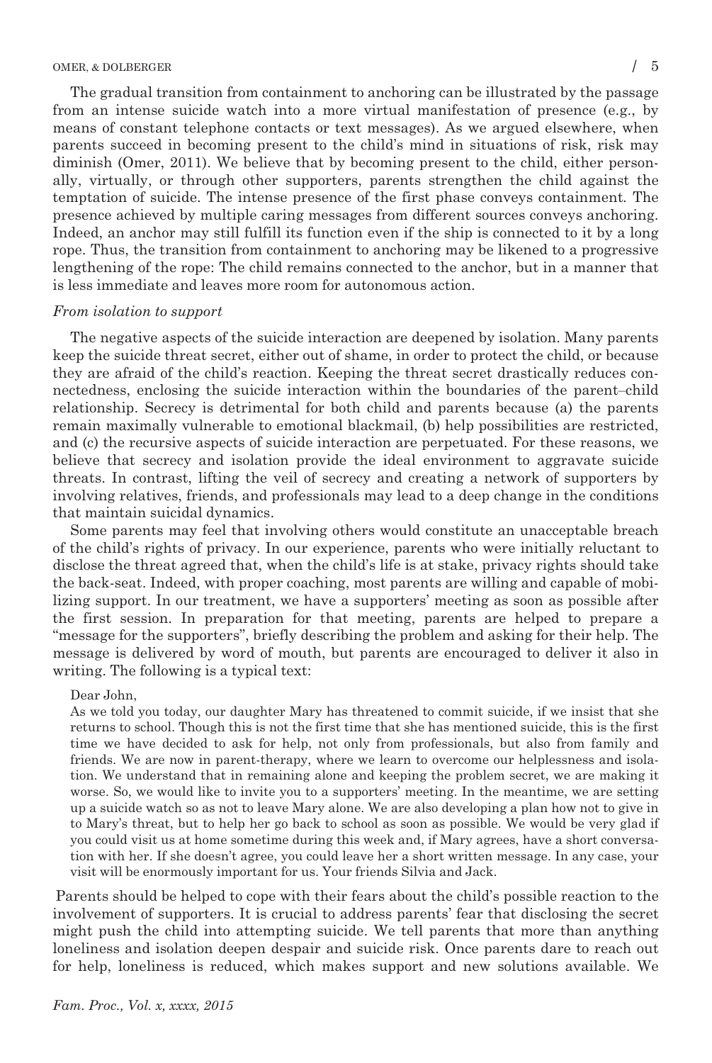The gradual transition from containment to anchoring can be illustrated by the passage from an intense suicide watch into a more virtual manifestation of presence (e.g., by means of constant telephone contacts or text messages). As we argued elsewhere, when parents succeed in becoming present to the child's mind in situations of risk, risk may diminish (Omer, 2011). We believe that by becoming present to the child, either personally, virtually, or through other supporters, parents strengthen the child against the temptation of suicide. The intense presence of the first phase conveys containment. The presence achieved by multiple caring messages from different sources conveys anchoring. Indeed, an anchor may still fulfill its function even if the ship is connected to it by a long rope. Thus, the transition from containment to anchoring may be likened to a progressive lengthening of the rope: The child remains connected to the anchor, but in a manner that is less immediate and leaves more room for autonomous action.

*From isolation to support*

The negative aspects of the suicide interaction are deepened by isolation. Many parents keep the suicide threat secret, either out of shame, in order to protect the child, or because they are afraid of the child's reaction. Keeping the threat secret drastically reduces connectedness, enclosing the suicide interaction within the boundaries of the parent–child relationship. Secrecy is detrimental for both child and parents because (a) the parents remain maximally vulnerable to emotional blackmail, (b) help possibilities are restricted, and (c) the recursive aspects of suicide interaction are perpetuated. For these reasons, we believe that secrecy and isolation provide the ideal environment to aggravate suicide threats. In contrast, lifting the veil of secrecy and creating a network of supporters by involving relatives, friends, and professionals may lead to a deep change in the conditions that maintain suicidal dynamics.

Some parents may feel that involving others would constitute an unacceptable breach of the child's rights of privacy. In our experience, parents who were initially reluctant to disclose the threat agreed that, when the child's life is at stake, privacy rights should take the back-seat. Indeed, with proper coaching, most parents are willing and capable of mobilizing support. In our treatment, we have a supporters' meeting as soon as possible after the first session. In preparation for that meeting, parents are helped to prepare a "message for the supporters", briefly describing the problem and asking for their help. The message is delivered by word of mouth, but parents are encouraged to deliver it also in writing. The following is a typical text:

> Dear John,
>
> As we told you today, our daughter Mary has threatened to commit suicide, if we insist that she returns to school. Though this is not the first time that she has mentioned suicide, this is the first time we have decided to ask for help, not only from professionals, but also from family and friends. We are now in parent-therapy, where we learn to overcome our helplessness and isolation. We understand that in remaining alone and keeping the problem secret, we are making it worse. So, we would like to invite you to a supporters' meeting. In the meantime, we are setting up a suicide watch so as not to leave Mary alone. We are also developing a plan how not to give in to Mary's threat, but to help her go back to school as soon as possible. We would be very glad if you could visit us at home sometime during this week and, if Mary agrees, have a short conversation with her. If she doesn't agree, you could leave her a short written message. In any case, your visit will be enormously important for us. Your friends Silvia and Jack.

Parents should be helped to cope with their fears about the child's possible reaction to the involvement of supporters. It is crucial to address parents' fear that disclosing the secret might push the child into attempting suicide. We tell parents that more than anything loneliness and isolation deepen despair and suicide risk. Once parents dare to reach out for help, loneliness is reduced, which makes support and new solutions available. We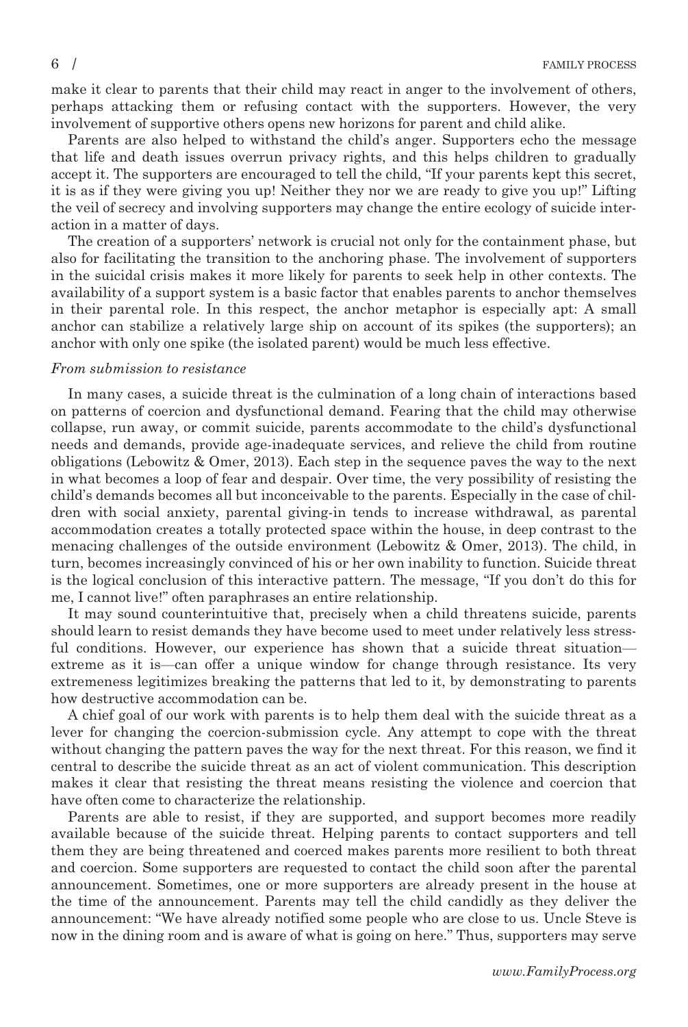make it clear to parents that their child may react in anger to the involvement of others, perhaps attacking them or refusing contact with the supporters. However, the very involvement of supportive others opens new horizons for parent and child alike.

Parents are also helped to withstand the child's anger. Supporters echo the message that life and death issues overrun privacy rights, and this helps children to gradually accept it. The supporters are encouraged to tell the child, "If your parents kept this secret, it is as if they were giving you up! Neither they nor we are ready to give you up!" Lifting the veil of secrecy and involving supporters may change the entire ecology of suicide interaction in a matter of days.

The creation of a supporters' network is crucial not only for the containment phase, but also for facilitating the transition to the anchoring phase. The involvement of supporters in the suicidal crisis makes it more likely for parents to seek help in other contexts. The availability of a support system is a basic factor that enables parents to anchor themselves in their parental role. In this respect, the anchor metaphor is especially apt: A small anchor can stabilize a relatively large ship on account of its spikes (the supporters); an anchor with only one spike (the isolated parent) would be much less effective.

*From submission to resistance*

In many cases, a suicide threat is the culmination of a long chain of interactions based on patterns of coercion and dysfunctional demand. Fearing that the child may otherwise collapse, run away, or commit suicide, parents accommodate to the child's dysfunctional needs and demands, provide age-inadequate services, and relieve the child from routine obligations (Lebowitz & Omer, 2013). Each step in the sequence paves the way to the next in what becomes a loop of fear and despair. Over time, the very possibility of resisting the child's demands becomes all but inconceivable to the parents. Especially in the case of children with social anxiety, parental giving-in tends to increase withdrawal, as parental accommodation creates a totally protected space within the house, in deep contrast to the menacing challenges of the outside environment (Lebowitz & Omer, 2013). The child, in turn, becomes increasingly convinced of his or her own inability to function. Suicide threat is the logical conclusion of this interactive pattern. The message, "If you don't do this for me, I cannot live!" often paraphrases an entire relationship.

It may sound counterintuitive that, precisely when a child threatens suicide, parents should learn to resist demands they have become used to meet under relatively less stressful conditions. However, our experience has shown that a suicide threat situation—extreme as it is—can offer a unique window for change through resistance. Its very extremeness legitimizes breaking the patterns that led to it, by demonstrating to parents how destructive accommodation can be.

A chief goal of our work with parents is to help them deal with the suicide threat as a lever for changing the coercion-submission cycle. Any attempt to cope with the threat without changing the pattern paves the way for the next threat. For this reason, we find it central to describe the suicide threat as an act of violent communication. This description makes it clear that resisting the threat means resisting the violence and coercion that have often come to characterize the relationship.

Parents are able to resist, if they are supported, and support becomes more readily available because of the suicide threat. Helping parents to contact supporters and tell them they are being threatened and coerced makes parents more resilient to both threat and coercion. Some supporters are requested to contact the child soon after the parental announcement. Sometimes, one or more supporters are already present in the house at the time of the announcement. Parents may tell the child candidly as they deliver the announcement: "We have already notified some people who are close to us. Uncle Steve is now in the dining room and is aware of what is going on here." Thus, supporters may serve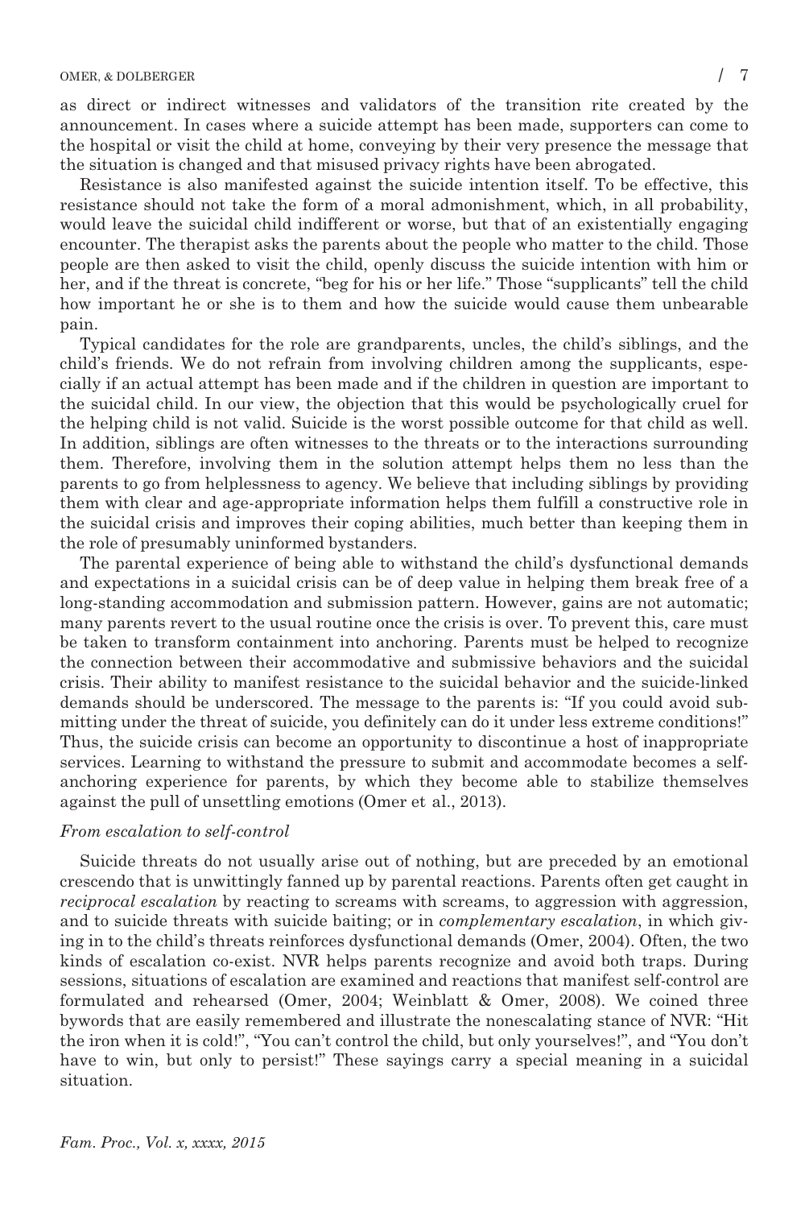as direct or indirect witnesses and validators of the transition rite created by the announcement. In cases where a suicide attempt has been made, supporters can come to the hospital or visit the child at home, conveying by their very presence the message that the situation is changed and that misused privacy rights have been abrogated.

Resistance is also manifested against the suicide intention itself. To be effective, this resistance should not take the form of a moral admonishment, which, in all probability, would leave the suicidal child indifferent or worse, but that of an existentially engaging encounter. The therapist asks the parents about the people who matter to the child. Those people are then asked to visit the child, openly discuss the suicide intention with him or her, and if the threat is concrete, "beg for his or her life." Those "supplicants" tell the child how important he or she is to them and how the suicide would cause them unbearable pain.

Typical candidates for the role are grandparents, uncles, the child's siblings, and the child's friends. We do not refrain from involving children among the supplicants, especially if an actual attempt has been made and if the children in question are important to the suicidal child. In our view, the objection that this would be psychologically cruel for the helping child is not valid. Suicide is the worst possible outcome for that child as well. In addition, siblings are often witnesses to the threats or to the interactions surrounding them. Therefore, involving them in the solution attempt helps them no less than the parents to go from helplessness to agency. We believe that including siblings by providing them with clear and age-appropriate information helps them fulfill a constructive role in the suicidal crisis and improves their coping abilities, much better than keeping them in the role of presumably uninformed bystanders.

The parental experience of being able to withstand the child's dysfunctional demands and expectations in a suicidal crisis can be of deep value in helping them break free of a long-standing accommodation and submission pattern. However, gains are not automatic; many parents revert to the usual routine once the crisis is over. To prevent this, care must be taken to transform containment into anchoring. Parents must be helped to recognize the connection between their accommodative and submissive behaviors and the suicidal crisis. Their ability to manifest resistance to the suicidal behavior and the suicide-linked demands should be underscored. The message to the parents is: "If you could avoid submitting under the threat of suicide, you definitely can do it under less extreme conditions!" Thus, the suicide crisis can become an opportunity to discontinue a host of inappropriate services. Learning to withstand the pressure to submit and accommodate becomes a self-anchoring experience for parents, by which they become able to stabilize themselves against the pull of unsettling emotions (Omer et al., 2013).

*From escalation to self-control*

Suicide threats do not usually arise out of nothing, but are preceded by an emotional crescendo that is unwittingly fanned up by parental reactions. Parents often get caught in *reciprocal escalation* by reacting to screams with screams, to aggression with aggression, and to suicide threats with suicide baiting; or in *complementary escalation*, in which giving in to the child's threats reinforces dysfunctional demands (Omer, 2004). Often, the two kinds of escalation co-exist. NVR helps parents recognize and avoid both traps. During sessions, situations of escalation are examined and reactions that manifest self-control are formulated and rehearsed (Omer, 2004; Weinblatt & Omer, 2008). We coined three bywords that are easily remembered and illustrate the nonescalating stance of NVR: "Hit the iron when it is cold!", "You can't control the child, but only yourselves!", and "You don't have to win, but only to persist!" These sayings carry a special meaning in a suicidal situation.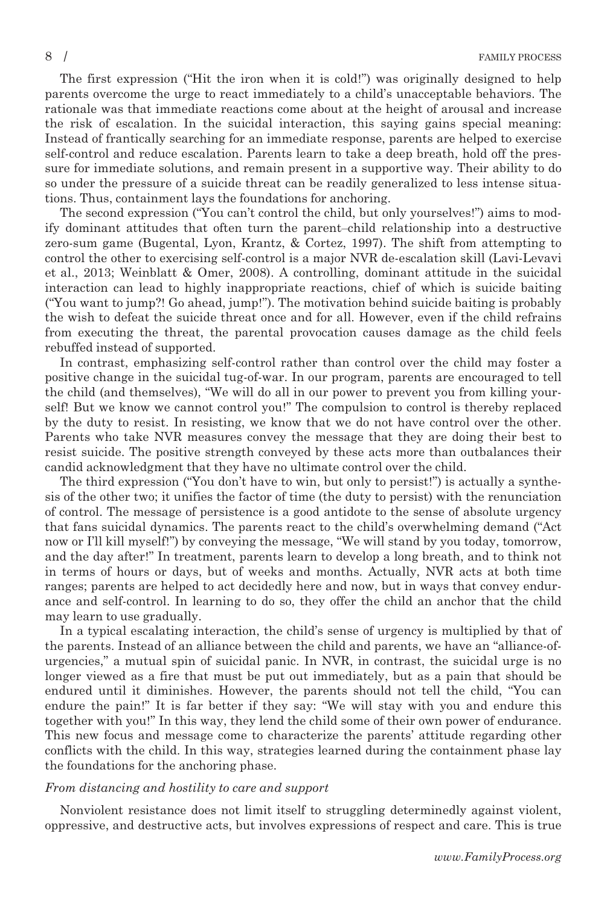The first expression ("Hit the iron when it is cold!") was originally designed to help parents overcome the urge to react immediately to a child's unacceptable behaviors. The rationale was that immediate reactions come about at the height of arousal and increase the risk of escalation. In the suicidal interaction, this saying gains special meaning: Instead of frantically searching for an immediate response, parents are helped to exercise self-control and reduce escalation. Parents learn to take a deep breath, hold off the pressure for immediate solutions, and remain present in a supportive way. Their ability to do so under the pressure of a suicide threat can be readily generalized to less intense situations. Thus, containment lays the foundations for anchoring.

The second expression ("You can't control the child, but only yourselves!") aims to modify dominant attitudes that often turn the parent–child relationship into a destructive zero-sum game (Bugental, Lyon, Krantz, & Cortez, 1997). The shift from attempting to control the other to exercising self-control is a major NVR de-escalation skill (Lavi-Levavi et al., 2013; Weinblatt & Omer, 2008). A controlling, dominant attitude in the suicidal interaction can lead to highly inappropriate reactions, chief of which is suicide baiting ("You want to jump?! Go ahead, jump!"). The motivation behind suicide baiting is probably the wish to defeat the suicide threat once and for all. However, even if the child refrains from executing the threat, the parental provocation causes damage as the child feels rebuffed instead of supported.

In contrast, emphasizing self-control rather than control over the child may foster a positive change in the suicidal tug-of-war. In our program, parents are encouraged to tell the child (and themselves), "We will do all in our power to prevent you from killing yourself! But we know we cannot control you!" The compulsion to control is thereby replaced by the duty to resist. In resisting, we know that we do not have control over the other. Parents who take NVR measures convey the message that they are doing their best to resist suicide. The positive strength conveyed by these acts more than outbalances their candid acknowledgment that they have no ultimate control over the child.

The third expression ("You don't have to win, but only to persist!") is actually a synthesis of the other two; it unifies the factor of time (the duty to persist) with the renunciation of control. The message of persistence is a good antidote to the sense of absolute urgency that fans suicidal dynamics. The parents react to the child's overwhelming demand ("Act now or I'll kill myself!") by conveying the message, "We will stand by you today, tomorrow, and the day after!" In treatment, parents learn to develop a long breath, and to think not in terms of hours or days, but of weeks and months. Actually, NVR acts at both time ranges; parents are helped to act decidedly here and now, but in ways that convey endurance and self-control. In learning to do so, they offer the child an anchor that the child may learn to use gradually.

In a typical escalating interaction, the child's sense of urgency is multiplied by that of the parents. Instead of an alliance between the child and parents, we have an "alliance-of-urgencies," a mutual spin of suicidal panic. In NVR, in contrast, the suicidal urge is no longer viewed as a fire that must be put out immediately, but as a pain that should be endured until it diminishes. However, the parents should not tell the child, "You can endure the pain!" It is far better if they say: "We will stay with you and endure this together with you!" In this way, they lend the child some of their own power of endurance. This new focus and message come to characterize the parents' attitude regarding other conflicts with the child. In this way, strategies learned during the containment phase lay the foundations for the anchoring phase.

*From distancing and hostility to care and support*

Nonviolent resistance does not limit itself to struggling determinedly against violent, oppressive, and destructive acts, but involves expressions of respect and care. This is true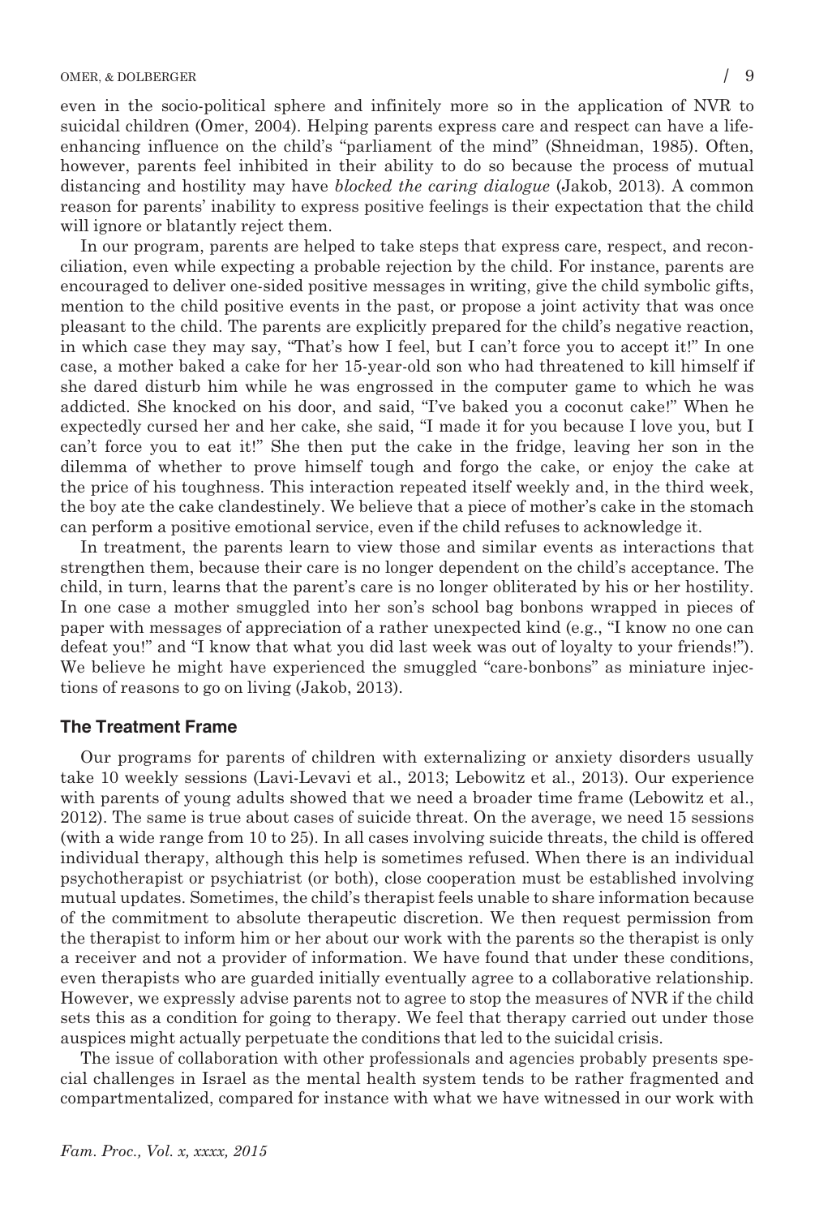even in the socio-political sphere and infinitely more so in the application of NVR to suicidal children (Omer, 2004). Helping parents express care and respect can have a life-enhancing influence on the child's "parliament of the mind" (Shneidman, 1985). Often, however, parents feel inhibited in their ability to do so because the process of mutual distancing and hostility may have *blocked the caring dialogue* (Jakob, 2013). A common reason for parents' inability to express positive feelings is their expectation that the child will ignore or blatantly reject them.

In our program, parents are helped to take steps that express care, respect, and reconciliation, even while expecting a probable rejection by the child. For instance, parents are encouraged to deliver one-sided positive messages in writing, give the child symbolic gifts, mention to the child positive events in the past, or propose a joint activity that was once pleasant to the child. The parents are explicitly prepared for the child's negative reaction, in which case they may say, "That's how I feel, but I can't force you to accept it!" In one case, a mother baked a cake for her 15-year-old son who had threatened to kill himself if she dared disturb him while he was engrossed in the computer game to which he was addicted. She knocked on his door, and said, "I've baked you a coconut cake!" When he expectedly cursed her and her cake, she said, "I made it for you because I love you, but I can't force you to eat it!" She then put the cake in the fridge, leaving her son in the dilemma of whether to prove himself tough and forgo the cake, or enjoy the cake at the price of his toughness. This interaction repeated itself weekly and, in the third week, the boy ate the cake clandestinely. We believe that a piece of mother's cake in the stomach can perform a positive emotional service, even if the child refuses to acknowledge it.

In treatment, the parents learn to view those and similar events as interactions that strengthen them, because their care is no longer dependent on the child's acceptance. The child, in turn, learns that the parent's care is no longer obliterated by his or her hostility. In one case a mother smuggled into her son's school bag bonbons wrapped in pieces of paper with messages of appreciation of a rather unexpected kind (e.g., "I know no one can defeat you!" and "I know that what you did last week was out of loyalty to your friends!"). We believe he might have experienced the smuggled "care-bonbons" as miniature injections of reasons to go on living (Jakob, 2013).

## The Treatment Frame

Our programs for parents of children with externalizing or anxiety disorders usually take 10 weekly sessions (Lavi-Levavi et al., 2013; Lebowitz et al., 2013). Our experience with parents of young adults showed that we need a broader time frame (Lebowitz et al., 2012). The same is true about cases of suicide threat. On the average, we need 15 sessions (with a wide range from 10 to 25). In all cases involving suicide threats, the child is offered individual therapy, although this help is sometimes refused. When there is an individual psychotherapist or psychiatrist (or both), close cooperation must be established involving mutual updates. Sometimes, the child's therapist feels unable to share information because of the commitment to absolute therapeutic discretion. We then request permission from the therapist to inform him or her about our work with the parents so the therapist is only a receiver and not a provider of information. We have found that under these conditions, even therapists who are guarded initially eventually agree to a collaborative relationship. However, we expressly advise parents not to agree to stop the measures of NVR if the child sets this as a condition for going to therapy. We feel that therapy carried out under those auspices might actually perpetuate the conditions that led to the suicidal crisis.

The issue of collaboration with other professionals and agencies probably presents special challenges in Israel as the mental health system tends to be rather fragmented and compartmentalized, compared for instance with what we have witnessed in our work with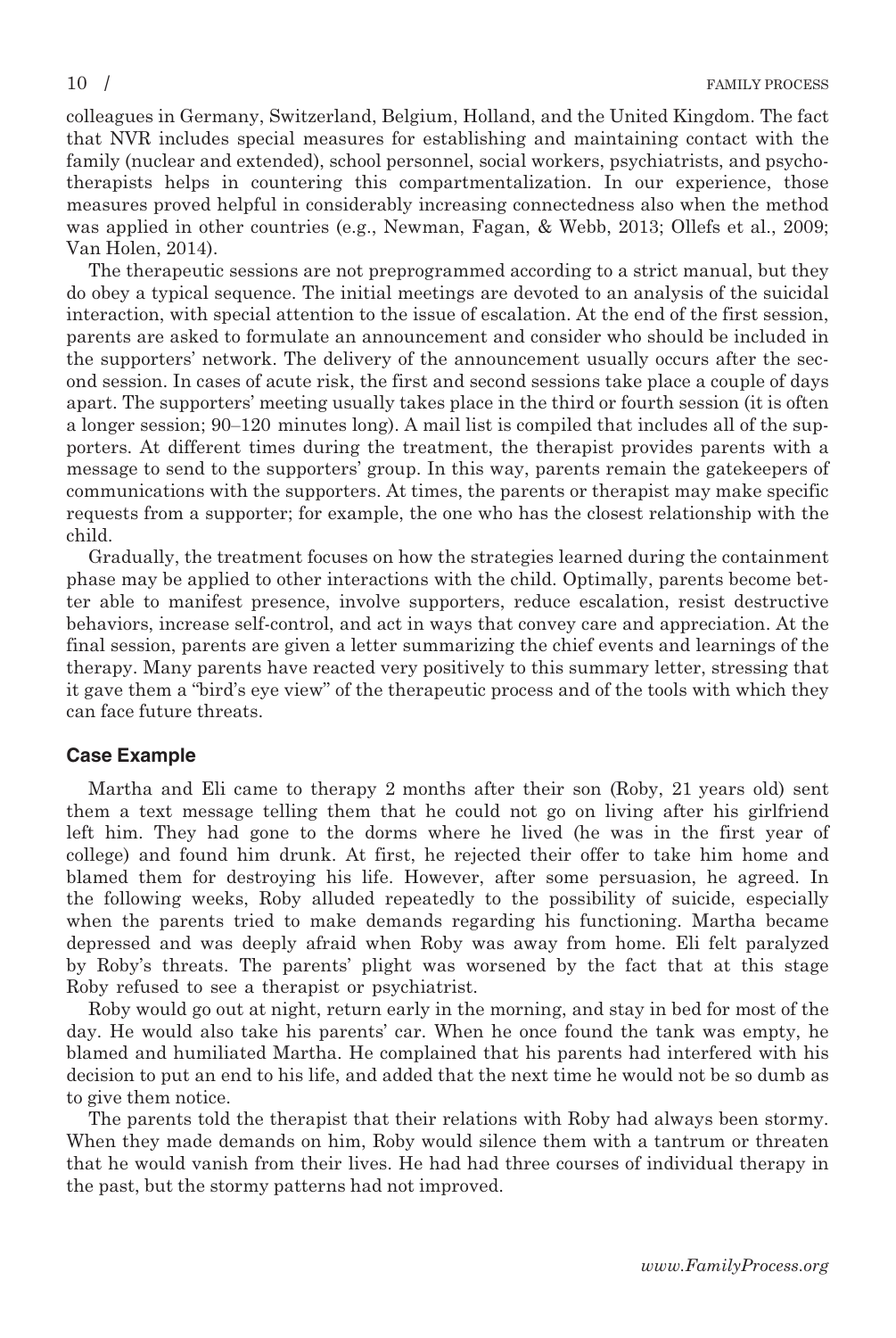colleagues in Germany, Switzerland, Belgium, Holland, and the United Kingdom. The fact that NVR includes special measures for establishing and maintaining contact with the family (nuclear and extended), school personnel, social workers, psychiatrists, and psychotherapists helps in countering this compartmentalization. In our experience, those measures proved helpful in considerably increasing connectedness also when the method was applied in other countries (e.g., Newman, Fagan, & Webb, 2013; Ollefs et al., 2009; Van Holen, 2014).

The therapeutic sessions are not preprogrammed according to a strict manual, but they do obey a typical sequence. The initial meetings are devoted to an analysis of the suicidal interaction, with special attention to the issue of escalation. At the end of the first session, parents are asked to formulate an announcement and consider who should be included in the supporters' network. The delivery of the announcement usually occurs after the second session. In cases of acute risk, the first and second sessions take place a couple of days apart. The supporters' meeting usually takes place in the third or fourth session (it is often a longer session; 90–120 minutes long). A mail list is compiled that includes all of the supporters. At different times during the treatment, the therapist provides parents with a message to send to the supporters' group. In this way, parents remain the gatekeepers of communications with the supporters. At times, the parents or therapist may make specific requests from a supporter; for example, the one who has the closest relationship with the child.

Gradually, the treatment focuses on how the strategies learned during the containment phase may be applied to other interactions with the child. Optimally, parents become better able to manifest presence, involve supporters, reduce escalation, resist destructive behaviors, increase self-control, and act in ways that convey care and appreciation. At the final session, parents are given a letter summarizing the chief events and learnings of the therapy. Many parents have reacted very positively to this summary letter, stressing that it gave them a "bird's eye view" of the therapeutic process and of the tools with which they can face future threats.

## Case Example

Martha and Eli came to therapy 2 months after their son (Roby, 21 years old) sent them a text message telling them that he could not go on living after his girlfriend left him. They had gone to the dorms where he lived (he was in the first year of college) and found him drunk. At first, he rejected their offer to take him home and blamed them for destroying his life. However, after some persuasion, he agreed. In the following weeks, Roby alluded repeatedly to the possibility of suicide, especially when the parents tried to make demands regarding his functioning. Martha became depressed and was deeply afraid when Roby was away from home. Eli felt paralyzed by Roby's threats. The parents' plight was worsened by the fact that at this stage Roby refused to see a therapist or psychiatrist.

Roby would go out at night, return early in the morning, and stay in bed for most of the day. He would also take his parents' car. When he once found the tank was empty, he blamed and humiliated Martha. He complained that his parents had interfered with his decision to put an end to his life, and added that the next time he would not be so dumb as to give them notice.

The parents told the therapist that their relations with Roby had always been stormy. When they made demands on him, Roby would silence them with a tantrum or threaten that he would vanish from their lives. He had had three courses of individual therapy in the past, but the stormy patterns had not improved.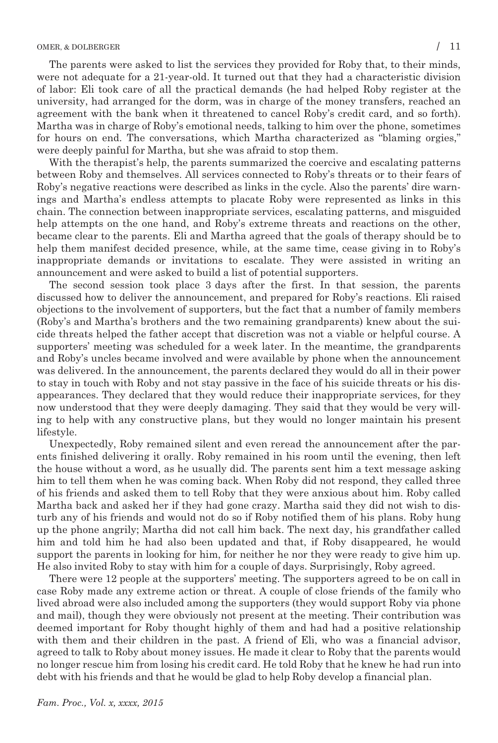The parents were asked to list the services they provided for Roby that, to their minds, were not adequate for a 21-year-old. It turned out that they had a characteristic division of labor: Eli took care of all the practical demands (he had helped Roby register at the university, had arranged for the dorm, was in charge of the money transfers, reached an agreement with the bank when it threatened to cancel Roby's credit card, and so forth). Martha was in charge of Roby's emotional needs, talking to him over the phone, sometimes for hours on end. The conversations, which Martha characterized as "blaming orgies," were deeply painful for Martha, but she was afraid to stop them.

With the therapist's help, the parents summarized the coercive and escalating patterns between Roby and themselves. All services connected to Roby's threats or to their fears of Roby's negative reactions were described as links in the cycle. Also the parents' dire warnings and Martha's endless attempts to placate Roby were represented as links in this chain. The connection between inappropriate services, escalating patterns, and misguided help attempts on the one hand, and Roby's extreme threats and reactions on the other, became clear to the parents. Eli and Martha agreed that the goals of therapy should be to help them manifest decided presence, while, at the same time, cease giving in to Roby's inappropriate demands or invitations to escalate. They were assisted in writing an announcement and were asked to build a list of potential supporters.

The second session took place 3 days after the first. In that session, the parents discussed how to deliver the announcement, and prepared for Roby's reactions. Eli raised objections to the involvement of supporters, but the fact that a number of family members (Roby's and Martha's brothers and the two remaining grandparents) knew about the suicide threats helped the father accept that discretion was not a viable or helpful course. A supporters' meeting was scheduled for a week later. In the meantime, the grandparents and Roby's uncles became involved and were available by phone when the announcement was delivered. In the announcement, the parents declared they would do all in their power to stay in touch with Roby and not stay passive in the face of his suicide threats or his disappearances. They declared that they would reduce their inappropriate services, for they now understood that they were deeply damaging. They said that they would be very willing to help with any constructive plans, but they would no longer maintain his present lifestyle.

Unexpectedly, Roby remained silent and even reread the announcement after the parents finished delivering it orally. Roby remained in his room until the evening, then left the house without a word, as he usually did. The parents sent him a text message asking him to tell them when he was coming back. When Roby did not respond, they called three of his friends and asked them to tell Roby that they were anxious about him. Roby called Martha back and asked her if they had gone crazy. Martha said they did not wish to disturb any of his friends and would not do so if Roby notified them of his plans. Roby hung up the phone angrily; Martha did not call him back. The next day, his grandfather called him and told him he had also been updated and that, if Roby disappeared, he would support the parents in looking for him, for neither he nor they were ready to give him up. He also invited Roby to stay with him for a couple of days. Surprisingly, Roby agreed.

There were 12 people at the supporters' meeting. The supporters agreed to be on call in case Roby made any extreme action or threat. A couple of close friends of the family who lived abroad were also included among the supporters (they would support Roby via phone and mail), though they were obviously not present at the meeting. Their contribution was deemed important for Roby thought highly of them and had had a positive relationship with them and their children in the past. A friend of Eli, who was a financial advisor, agreed to talk to Roby about money issues. He made it clear to Roby that the parents would no longer rescue him from losing his credit card. He told Roby that he knew he had run into debt with his friends and that he would be glad to help Roby develop a financial plan.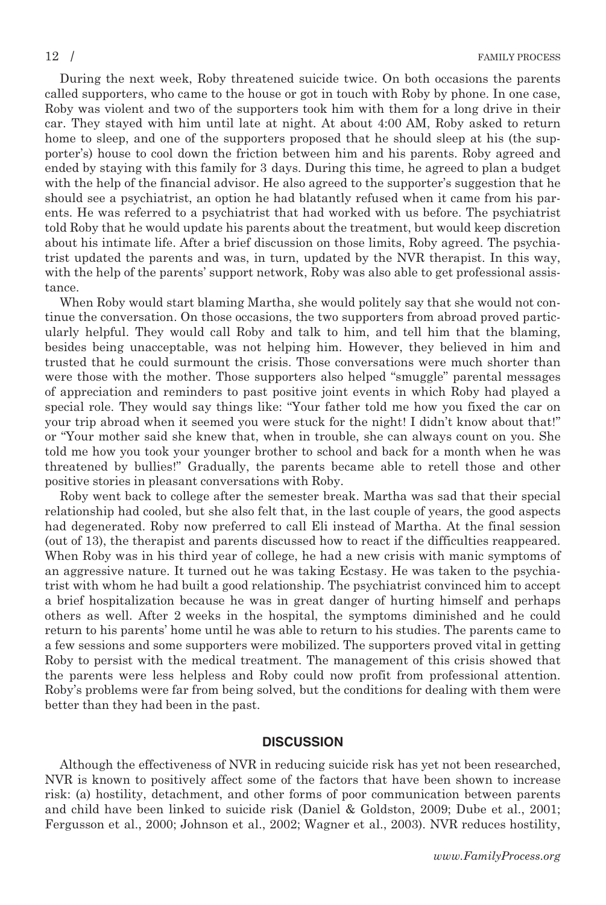During the next week, Roby threatened suicide twice. On both occasions the parents called supporters, who came to the house or got in touch with Roby by phone. In one case, Roby was violent and two of the supporters took him with them for a long drive in their car. They stayed with him until late at night. At about 4:00 AM, Roby asked to return home to sleep, and one of the supporters proposed that he should sleep at his (the supporter's) house to cool down the friction between him and his parents. Roby agreed and ended by staying with this family for 3 days. During this time, he agreed to plan a budget with the help of the financial advisor. He also agreed to the supporter's suggestion that he should see a psychiatrist, an option he had blatantly refused when it came from his parents. He was referred to a psychiatrist that had worked with us before. The psychiatrist told Roby that he would update his parents about the treatment, but would keep discretion about his intimate life. After a brief discussion on those limits, Roby agreed. The psychiatrist updated the parents and was, in turn, updated by the NVR therapist. In this way, with the help of the parents' support network, Roby was also able to get professional assistance.

When Roby would start blaming Martha, she would politely say that she would not continue the conversation. On those occasions, the two supporters from abroad proved particularly helpful. They would call Roby and talk to him, and tell him that the blaming, besides being unacceptable, was not helping him. However, they believed in him and trusted that he could surmount the crisis. Those conversations were much shorter than were those with the mother. Those supporters also helped "smuggle" parental messages of appreciation and reminders to past positive joint events in which Roby had played a special role. They would say things like: "Your father told me how you fixed the car on your trip abroad when it seemed you were stuck for the night! I didn't know about that!" or "Your mother said she knew that, when in trouble, she can always count on you. She told me how you took your younger brother to school and back for a month when he was threatened by bullies!" Gradually, the parents became able to retell those and other positive stories in pleasant conversations with Roby.

Roby went back to college after the semester break. Martha was sad that their special relationship had cooled, but she also felt that, in the last couple of years, the good aspects had degenerated. Roby now preferred to call Eli instead of Martha. At the final session (out of 13), the therapist and parents discussed how to react if the difficulties reappeared. When Roby was in his third year of college, he had a new crisis with manic symptoms of an aggressive nature. It turned out he was taking Ecstasy. He was taken to the psychiatrist with whom he had built a good relationship. The psychiatrist convinced him to accept a brief hospitalization because he was in great danger of hurting himself and perhaps others as well. After 2 weeks in the hospital, the symptoms diminished and he could return to his parents' home until he was able to return to his studies. The parents came to a few sessions and some supporters were mobilized. The supporters proved vital in getting Roby to persist with the medical treatment. The management of this crisis showed that the parents were less helpless and Roby could now profit from professional attention. Roby's problems were far from being solved, but the conditions for dealing with them were better than they had been in the past.

## DISCUSSION

Although the effectiveness of NVR in reducing suicide risk has yet not been researched, NVR is known to positively affect some of the factors that have been shown to increase risk: (a) hostility, detachment, and other forms of poor communication between parents and child have been linked to suicide risk (Daniel & Goldston, 2009; Dube et al., 2001; Fergusson et al., 2000; Johnson et al., 2002; Wagner et al., 2003). NVR reduces hostility,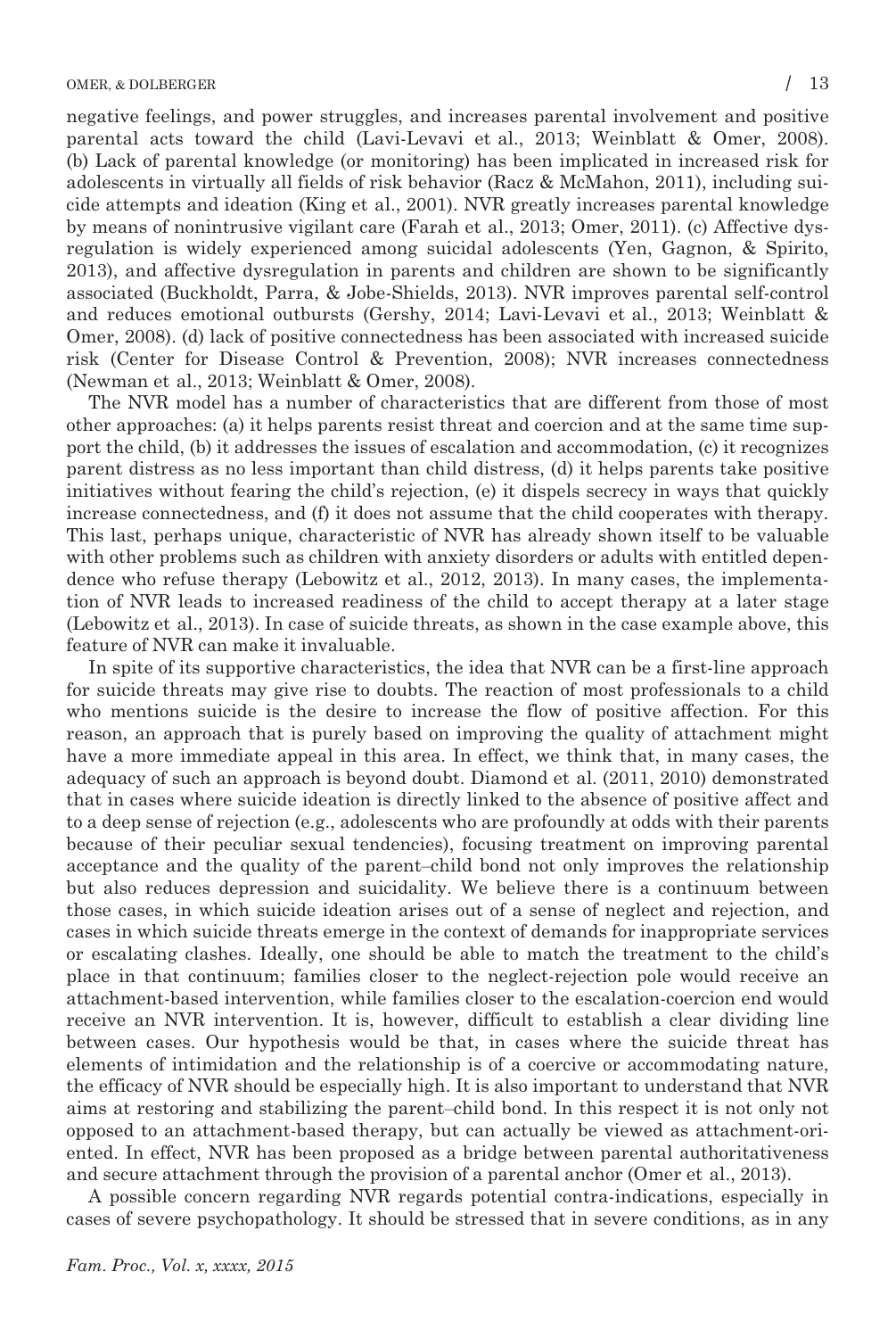negative feelings, and power struggles, and increases parental involvement and positive parental acts toward the child (Lavi-Levavi et al., 2013; Weinblatt & Omer, 2008). (b) Lack of parental knowledge (or monitoring) has been implicated in increased risk for adolescents in virtually all fields of risk behavior (Racz & McMahon, 2011), including suicide attempts and ideation (King et al., 2001). NVR greatly increases parental knowledge by means of nonintrusive vigilant care (Farah et al., 2013; Omer, 2011). (c) Affective dysregulation is widely experienced among suicidal adolescents (Yen, Gagnon, & Spirito, 2013), and affective dysregulation in parents and children are shown to be significantly associated (Buckholdt, Parra, & Jobe-Shields, 2013). NVR improves parental self-control and reduces emotional outbursts (Gershy, 2014; Lavi-Levavi et al., 2013; Weinblatt & Omer, 2008). (d) lack of positive connectedness has been associated with increased suicide risk (Center for Disease Control & Prevention, 2008); NVR increases connectedness (Newman et al., 2013; Weinblatt & Omer, 2008).

The NVR model has a number of characteristics that are different from those of most other approaches: (a) it helps parents resist threat and coercion and at the same time support the child, (b) it addresses the issues of escalation and accommodation, (c) it recognizes parent distress as no less important than child distress, (d) it helps parents take positive initiatives without fearing the child's rejection, (e) it dispels secrecy in ways that quickly increase connectedness, and (f) it does not assume that the child cooperates with therapy. This last, perhaps unique, characteristic of NVR has already shown itself to be valuable with other problems such as children with anxiety disorders or adults with entitled dependence who refuse therapy (Lebowitz et al., 2012, 2013). In many cases, the implementation of NVR leads to increased readiness of the child to accept therapy at a later stage (Lebowitz et al., 2013). In case of suicide threats, as shown in the case example above, this feature of NVR can make it invaluable.

In spite of its supportive characteristics, the idea that NVR can be a first-line approach for suicide threats may give rise to doubts. The reaction of most professionals to a child who mentions suicide is the desire to increase the flow of positive affection. For this reason, an approach that is purely based on improving the quality of attachment might have a more immediate appeal in this area. In effect, we think that, in many cases, the adequacy of such an approach is beyond doubt. Diamond et al. (2011, 2010) demonstrated that in cases where suicide ideation is directly linked to the absence of positive affect and to a deep sense of rejection (e.g., adolescents who are profoundly at odds with their parents because of their peculiar sexual tendencies), focusing treatment on improving parental acceptance and the quality of the parent–child bond not only improves the relationship but also reduces depression and suicidality. We believe there is a continuum between those cases, in which suicide ideation arises out of a sense of neglect and rejection, and cases in which suicide threats emerge in the context of demands for inappropriate services or escalating clashes. Ideally, one should be able to match the treatment to the child's place in that continuum; families closer to the neglect-rejection pole would receive an attachment-based intervention, while families closer to the escalation-coercion end would receive an NVR intervention. It is, however, difficult to establish a clear dividing line between cases. Our hypothesis would be that, in cases where the suicide threat has elements of intimidation and the relationship is of a coercive or accommodating nature, the efficacy of NVR should be especially high. It is also important to understand that NVR aims at restoring and stabilizing the parent–child bond. In this respect it is not only not opposed to an attachment-based therapy, but can actually be viewed as attachment-oriented. In effect, NVR has been proposed as a bridge between parental authoritativeness and secure attachment through the provision of a parental anchor (Omer et al., 2013).

A possible concern regarding NVR regards potential contra-indications, especially in cases of severe psychopathology. It should be stressed that in severe conditions, as in any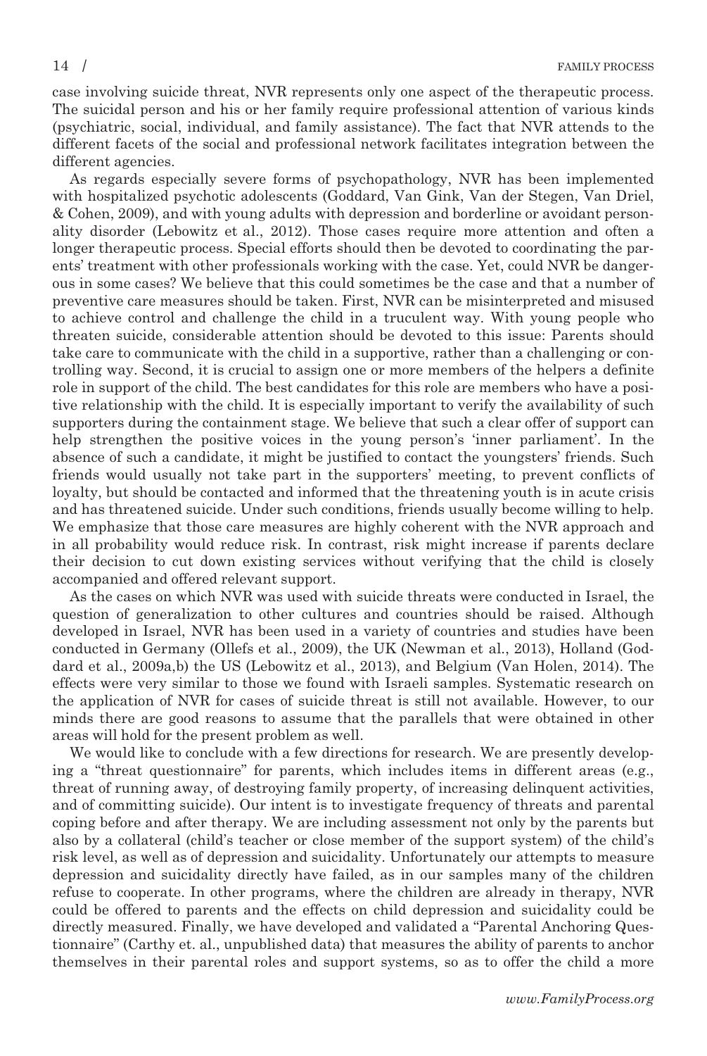case involving suicide threat, NVR represents only one aspect of the therapeutic process. The suicidal person and his or her family require professional attention of various kinds (psychiatric, social, individual, and family assistance). The fact that NVR attends to the different facets of the social and professional network facilitates integration between the different agencies.

As regards especially severe forms of psychopathology, NVR has been implemented with hospitalized psychotic adolescents (Goddard, Van Gink, Van der Stegen, Van Driel, & Cohen, 2009), and with young adults with depression and borderline or avoidant personality disorder (Lebowitz et al., 2012). Those cases require more attention and often a longer therapeutic process. Special efforts should then be devoted to coordinating the parents' treatment with other professionals working with the case. Yet, could NVR be dangerous in some cases? We believe that this could sometimes be the case and that a number of preventive care measures should be taken. First, NVR can be misinterpreted and misused to achieve control and challenge the child in a truculent way. With young people who threaten suicide, considerable attention should be devoted to this issue: Parents should take care to communicate with the child in a supportive, rather than a challenging or controlling way. Second, it is crucial to assign one or more members of the helpers a definite role in support of the child. The best candidates for this role are members who have a positive relationship with the child. It is especially important to verify the availability of such supporters during the containment stage. We believe that such a clear offer of support can help strengthen the positive voices in the young person's 'inner parliament'. In the absence of such a candidate, it might be justified to contact the youngsters' friends. Such friends would usually not take part in the supporters' meeting, to prevent conflicts of loyalty, but should be contacted and informed that the threatening youth is in acute crisis and has threatened suicide. Under such conditions, friends usually become willing to help. We emphasize that those care measures are highly coherent with the NVR approach and in all probability would reduce risk. In contrast, risk might increase if parents declare their decision to cut down existing services without verifying that the child is closely accompanied and offered relevant support.

As the cases on which NVR was used with suicide threats were conducted in Israel, the question of generalization to other cultures and countries should be raised. Although developed in Israel, NVR has been used in a variety of countries and studies have been conducted in Germany (Ollefs et al., 2009), the UK (Newman et al., 2013), Holland (Goddard et al., 2009a,b) the US (Lebowitz et al., 2013), and Belgium (Van Holen, 2014). The effects were very similar to those we found with Israeli samples. Systematic research on the application of NVR for cases of suicide threat is still not available. However, to our minds there are good reasons to assume that the parallels that were obtained in other areas will hold for the present problem as well.

We would like to conclude with a few directions for research. We are presently developing a "threat questionnaire" for parents, which includes items in different areas (e.g., threat of running away, of destroying family property, of increasing delinquent activities, and of committing suicide). Our intent is to investigate frequency of threats and parental coping before and after therapy. We are including assessment not only by the parents but also by a collateral (child's teacher or close member of the support system) of the child's risk level, as well as of depression and suicidality. Unfortunately our attempts to measure depression and suicidality directly have failed, as in our samples many of the children refuse to cooperate. In other programs, where the children are already in therapy, NVR could be offered to parents and the effects on child depression and suicidality could be directly measured. Finally, we have developed and validated a "Parental Anchoring Questionnaire" (Carthy et. al., unpublished data) that measures the ability of parents to anchor themselves in their parental roles and support systems, so as to offer the child a more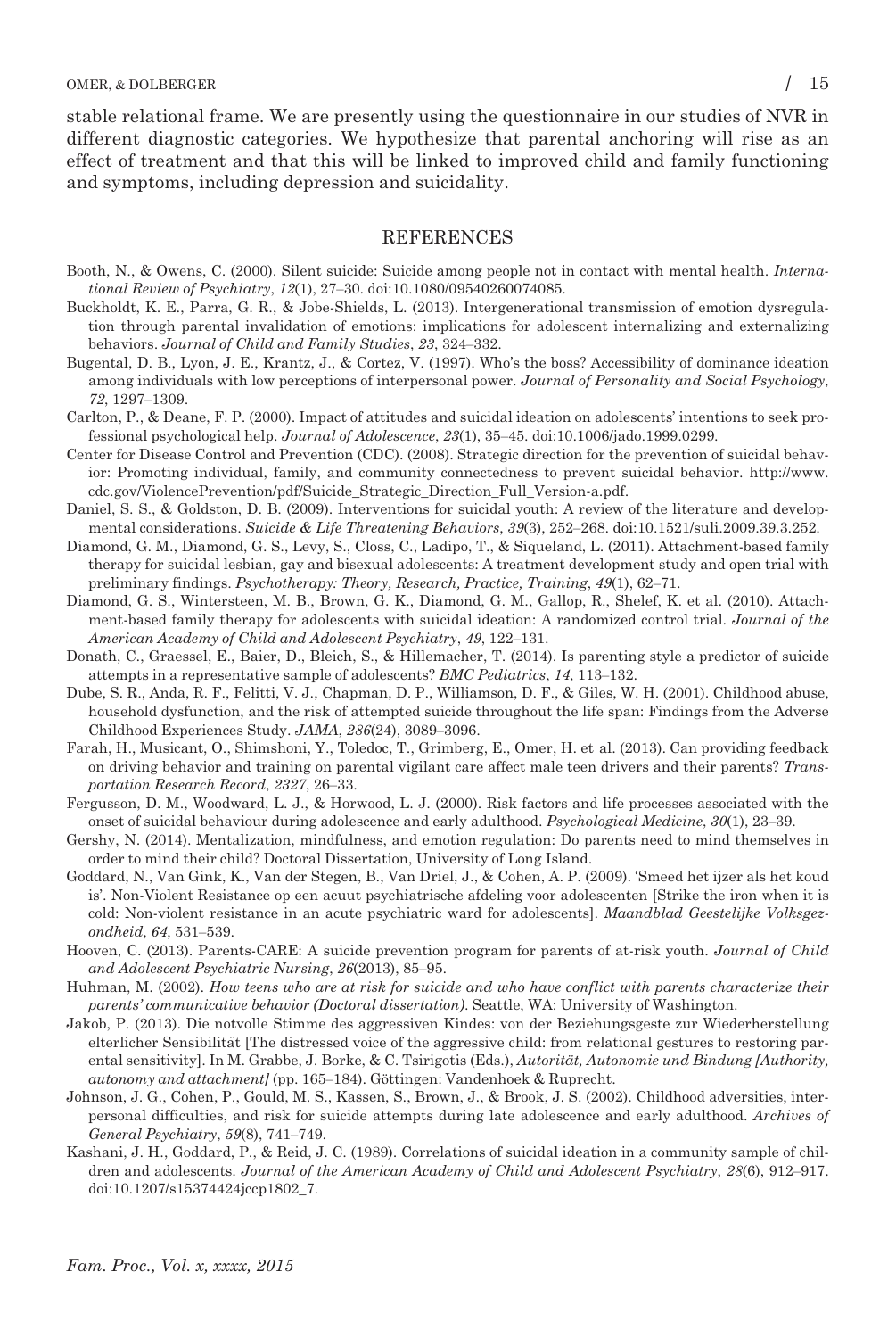stable relational frame. We are presently using the questionnaire in our studies of NVR in different diagnostic categories. We hypothesize that parental anchoring will rise as an effect of treatment and that this will be linked to improved child and family functioning and symptoms, including depression and suicidality.

## REFERENCES

Booth, N., & Owens, C. (2000). Silent suicide: Suicide among people not in contact with mental health. *International Review of Psychiatry*, *12*(1), 27–30. doi:10.1080/09540260074085.

Buckholdt, K. E., Parra, G. R., & Jobe-Shields, L. (2013). Intergenerational transmission of emotion dysregulation through parental invalidation of emotions: implications for adolescent internalizing and externalizing behaviors. *Journal of Child and Family Studies*, *23*, 324–332.

Bugental, D. B., Lyon, J. E., Krantz, J., & Cortez, V. (1997). Who's the boss? Accessibility of dominance ideation among individuals with low perceptions of interpersonal power. *Journal of Personality and Social Psychology*, *72*, 1297–1309.

Carlton, P., & Deane, F. P. (2000). Impact of attitudes and suicidal ideation on adolescents' intentions to seek professional psychological help. *Journal of Adolescence*, *23*(1), 35–45. doi:10.1006/jado.1999.0299.

Center for Disease Control and Prevention (CDC). (2008). Strategic direction for the prevention of suicidal behavior: Promoting individual, family, and community connectedness to prevent suicidal behavior. http://www.cdc.gov/ViolencePrevention/pdf/Suicide_Strategic_Direction_Full_Version-a.pdf.

Daniel, S. S., & Goldston, D. B. (2009). Interventions for suicidal youth: A review of the literature and developmental considerations. *Suicide & Life Threatening Behaviors*, *39*(3), 252–268. doi:10.1521/suli.2009.39.3.252.

Diamond, G. M., Diamond, G. S., Levy, S., Closs, C., Ladipo, T., & Siqueland, L. (2011). Attachment-based family therapy for suicidal lesbian, gay and bisexual adolescents: A treatment development study and open trial with preliminary findings. *Psychotherapy: Theory, Research, Practice, Training*, *49*(1), 62–71.

Diamond, G. S., Wintersteen, M. B., Brown, G. K., Diamond, G. M., Gallop, R., Shelef, K. et al. (2010). Attachment-based family therapy for adolescents with suicidal ideation: A randomized control trial. *Journal of the American Academy of Child and Adolescent Psychiatry*, *49*, 122–131.

Donath, C., Graessel, E., Baier, D., Bleich, S., & Hillemacher, T. (2014). Is parenting style a predictor of suicide attempts in a representative sample of adolescents? *BMC Pediatrics*, *14*, 113–132.

Dube, S. R., Anda, R. F., Felitti, V. J., Chapman, D. P., Williamson, D. F., & Giles, W. H. (2001). Childhood abuse, household dysfunction, and the risk of attempted suicide throughout the life span: Findings from the Adverse Childhood Experiences Study. *JAMA*, *286*(24), 3089–3096.

Farah, H., Musicant, O., Shimshoni, Y., Toledoc, T., Grimberg, E., Omer, H. et al. (2013). Can providing feedback on driving behavior and training on parental vigilant care affect male teen drivers and their parents? *Transportation Research Record*, *2327*, 26–33.

Fergusson, D. M., Woodward, L. J., & Horwood, L. J. (2000). Risk factors and life processes associated with the onset of suicidal behaviour during adolescence and early adulthood. *Psychological Medicine*, *30*(1), 23–39.

Gershy, N. (2014). Mentalization, mindfulness, and emotion regulation: Do parents need to mind themselves in order to mind their child? Doctoral Dissertation, University of Long Island.

Goddard, N., Van Gink, K., Van der Stegen, B., Van Driel, J., & Cohen, A. P. (2009). 'Smeed het ijzer als het koud is'. Non-Violent Resistance op een acuut psychiatrische afdeling voor adolescenten [Strike the iron when it is cold: Non-violent resistance in an acute psychiatric ward for adolescents]. *Maandblad Geestelijke Volksgezondheid*, *64*, 531–539.

Hooven, C. (2013). Parents-CARE: A suicide prevention program for parents of at-risk youth. *Journal of Child and Adolescent Psychiatric Nursing*, *26*(2013), 85–95.

Huhman, M. (2002). *How teens who are at risk for suicide and who have conflict with parents characterize their parents' communicative behavior (Doctoral dissertation)*. Seattle, WA: University of Washington.

Jakob, P. (2013). Die notvolle Stimme des aggressiven Kindes: von der Beziehungsgeste zur Wiederherstellung elterlicher Sensibilität [The distressed voice of the aggressive child: from relational gestures to restoring parental sensitivity]. In M. Grabbe, J. Borke, & C. Tsirigotis (Eds.), *Autorität, Autonomie und Bindung [Authority, autonomy and attachment]* (pp. 165–184). Göttingen: Vandenhoek & Ruprecht.

Johnson, J. G., Cohen, P., Gould, M. S., Kassen, S., Brown, J., & Brook, J. S. (2002). Childhood adversities, interpersonal difficulties, and risk for suicide attempts during late adolescence and early adulthood. *Archives of General Psychiatry*, *59*(8), 741–749.

Kashani, J. H., Goddard, P., & Reid, J. C. (1989). Correlations of suicidal ideation in a community sample of children and adolescents. *Journal of the American Academy of Child and Adolescent Psychiatry*, *28*(6), 912–917. doi:10.1207/s15374424jccp1802_7.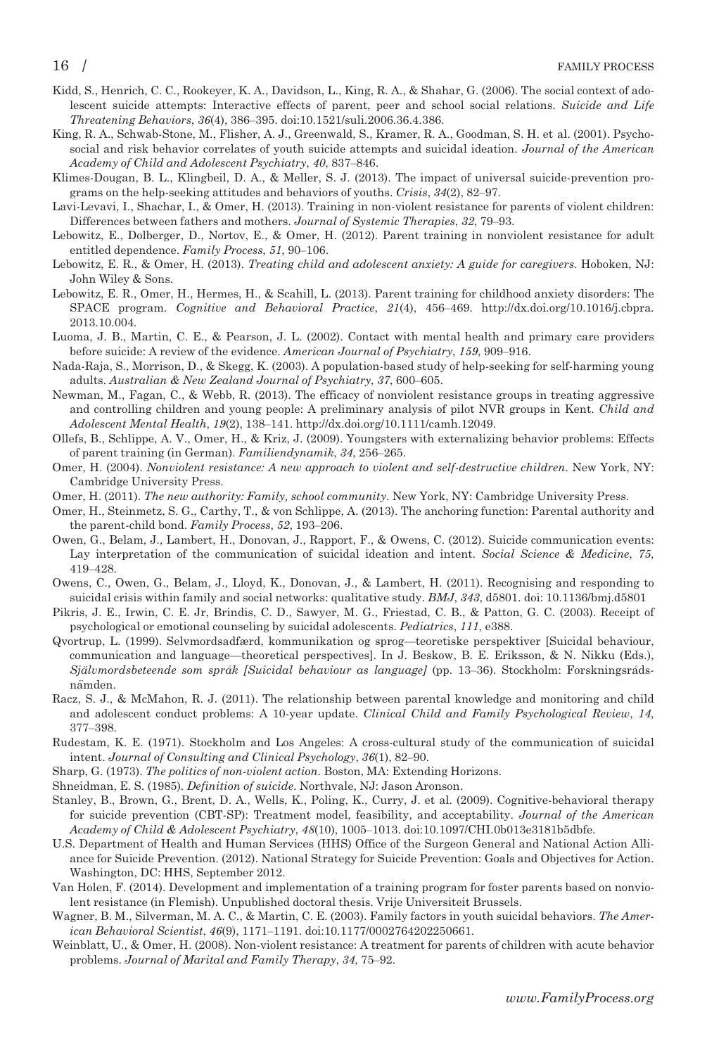Kidd, S., Henrich, C. C., Rookeyer, K. A., Davidson, L., King, R. A., & Shahar, G. (2006). The social context of adolescent suicide attempts: Interactive effects of parent, peer and school social relations. *Suicide and Life Threatening Behaviors*, *36*(4), 386–395. doi:10.1521/suli.2006.36.4.386.

King, R. A., Schwab-Stone, M., Flisher, A. J., Greenwald, S., Kramer, R. A., Goodman, S. H. et al. (2001). Psychosocial and risk behavior correlates of youth suicide attempts and suicidal ideation. *Journal of the American Academy of Child and Adolescent Psychiatry*, *40*, 837–846.

Klimes-Dougan, B. L., Klingbeil, D. A., & Meller, S. J. (2013). The impact of universal suicide-prevention programs on the help-seeking attitudes and behaviors of youths. *Crisis*, *34*(2), 82–97.

Lavi-Levavi, I., Shachar, I., & Omer, H. (2013). Training in non-violent resistance for parents of violent children: Differences between fathers and mothers. *Journal of Systemic Therapies*, *32*, 79–93.

Lebowitz, E., Dolberger, D., Nortov, E., & Omer, H. (2012). Parent training in nonviolent resistance for adult entitled dependence. *Family Process*, *51*, 90–106.

Lebowitz, E. R., & Omer, H. (2013). *Treating child and adolescent anxiety: A guide for caregivers*. Hoboken, NJ: John Wiley & Sons.

Lebowitz, E. R., Omer, H., Hermes, H., & Scahill, L. (2013). Parent training for childhood anxiety disorders: The SPACE program. *Cognitive and Behavioral Practice*, *21*(4), 456–469. http://dx.doi.org/10.1016/j.cbpra.2013.10.004.

Luoma, J. B., Martin, C. E., & Pearson, J. L. (2002). Contact with mental health and primary care providers before suicide: A review of the evidence. *American Journal of Psychiatry*, *159*, 909–916.

Nada-Raja, S., Morrison, D., & Skegg, K. (2003). A population-based study of help-seeking for self-harming young adults. *Australian & New Zealand Journal of Psychiatry*, *37*, 600–605.

Newman, M., Fagan, C., & Webb, R. (2013). The efficacy of nonviolent resistance groups in treating aggressive and controlling children and young people: A preliminary analysis of pilot NVR groups in Kent. *Child and Adolescent Mental Health*, *19*(2), 138–141. http://dx.doi.org/10.1111/camh.12049.

Ollefs, B., Schlippe, A. V., Omer, H., & Kriz, J. (2009). Youngsters with externalizing behavior problems: Effects of parent training (in German). *Familiendynamik*, *34*, 256–265.

Omer, H. (2004). *Nonviolent resistance: A new approach to violent and self-destructive children*. New York, NY: Cambridge University Press.

Omer, H. (2011). *The new authority: Family, school community*. New York, NY: Cambridge University Press.

Omer, H., Steinmetz, S. G., Carthy, T., & von Schlippe, A. (2013). The anchoring function: Parental authority and the parent-child bond. *Family Process*, *52*, 193–206.

Owen, G., Belam, J., Lambert, H., Donovan, J., Rapport, F., & Owens, C. (2012). Suicide communication events: Lay interpretation of the communication of suicidal ideation and intent. *Social Science & Medicine*, *75*, 419–428.

Owens, C., Owen, G., Belam, J., Lloyd, K., Donovan, J., & Lambert, H. (2011). Recognising and responding to suicidal crisis within family and social networks: qualitative study. *BMJ*, *343*, d5801. doi: 10.1136/bmj.d5801

Pikris, J. E., Irwin, C. E. Jr, Brindis, C. D., Sawyer, M. G., Friestad, C. B., & Patton, G. C. (2003). Receipt of psychological or emotional counseling by suicidal adolescents. *Pediatrics*, *111*, e388.

Qvortrup, L. (1999). Selvmordsadfærd, kommunikation og sprog—teoretiske perspektiver [Suicidal behaviour, communication and language—theoretical perspectives]. In J. Beskow, B. E. Eriksson, & N. Nikku (Eds.), *Självmordsbeteende som språk [Suicidal behaviour as language]* (pp. 13–36). Stockholm: Forskningsrådsnämden.

Racz, S. J., & McMahon, R. J. (2011). The relationship between parental knowledge and monitoring and child and adolescent conduct problems: A 10-year update. *Clinical Child and Family Psychological Review*, *14*, 377–398.

Rudestam, K. E. (1971). Stockholm and Los Angeles: A cross-cultural study of the communication of suicidal intent. *Journal of Consulting and Clinical Psychology*, *36*(1), 82–90.

Sharp, G. (1973). *The politics of non-violent action*. Boston, MA: Extending Horizons.

Shneidman, E. S. (1985). *Definition of suicide*. Northvale, NJ: Jason Aronson.

Stanley, B., Brown, G., Brent, D. A., Wells, K., Poling, K., Curry, J. et al. (2009). Cognitive-behavioral therapy for suicide prevention (CBT-SP): Treatment model, feasibility, and acceptability. *Journal of the American Academy of Child & Adolescent Psychiatry*, *48*(10), 1005–1013. doi:10.1097/CHI.0b013e3181b5dbfe.

U.S. Department of Health and Human Services (HHS) Office of the Surgeon General and National Action Alliance for Suicide Prevention. (2012). National Strategy for Suicide Prevention: Goals and Objectives for Action. Washington, DC: HHS, September 2012.

Van Holen, F. (2014). Development and implementation of a training program for foster parents based on nonviolent resistance (in Flemish). Unpublished doctoral thesis. Vrije Universiteit Brussels.

Wagner, B. M., Silverman, M. A. C., & Martin, C. E. (2003). Family factors in youth suicidal behaviors. *The American Behavioral Scientist*, *46*(9), 1171–1191. doi:10.1177/0002764202250661.

Weinblatt, U., & Omer, H. (2008). Non-violent resistance: A treatment for parents of children with acute behavior problems. *Journal of Marital and Family Therapy*, *34*, 75–92.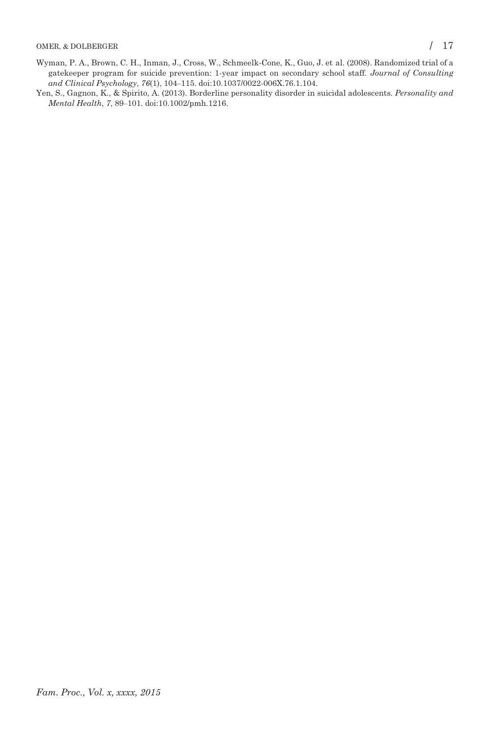Wyman, P. A., Brown, C. H., Inman, J., Cross, W., Schmeelk-Cone, K., Guo, J. et al. (2008). Randomized trial of a gatekeeper program for suicide prevention: 1-year impact on secondary school staff. *Journal of Consulting and Clinical Psychology*, *76*(1), 104–115. doi:10.1037/0022-006X.76.1.104.

Yen, S., Gagnon, K., & Spirito, A. (2013). Borderline personality disorder in suicidal adolescents. *Personality and Mental Health*, *7*, 89–101. doi:10.1002/pmh.1216.